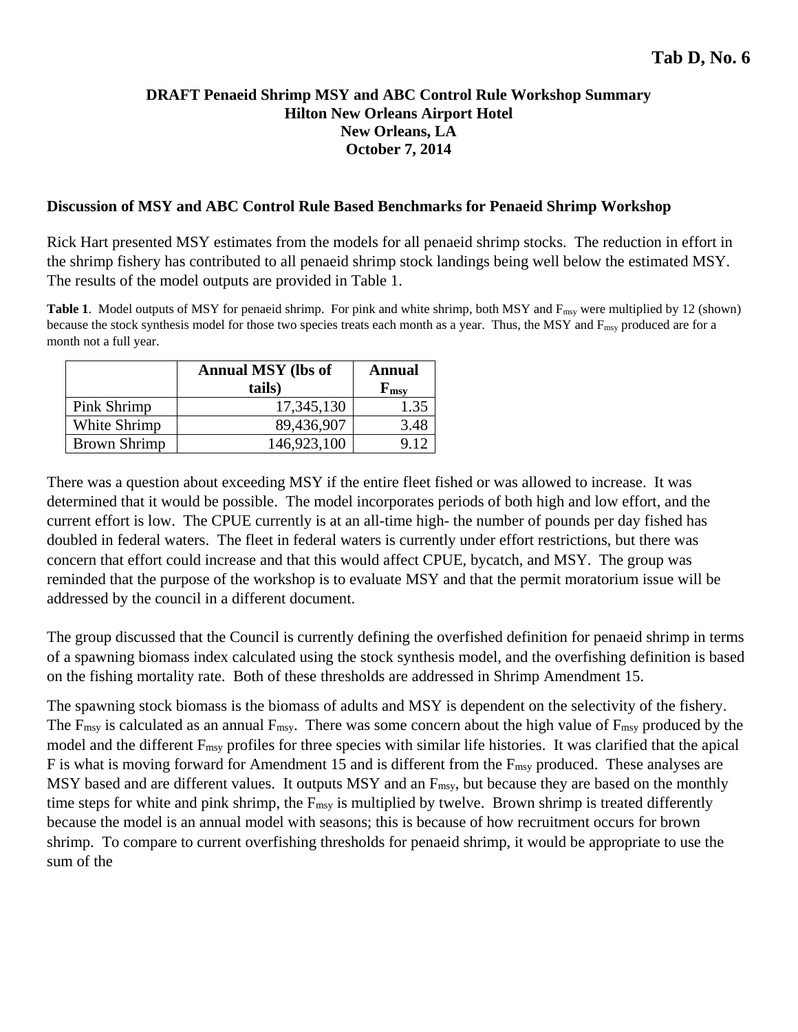**Tab D, No. 6**

# DRAFT Penaeid Shrimp MSY and ABC Control Rule Workshop Summary
**Hilton New Orleans Airport Hotel**
**New Orleans, LA**
**October 7, 2014**

## Discussion of MSY and ABC Control Rule Based Benchmarks for Penaeid Shrimp Workshop

Rick Hart presented MSY estimates from the models for all penaeid shrimp stocks. The reduction in effort in the shrimp fishery has contributed to all penaeid shrimp stock landings being well below the estimated MSY. The results of the model outputs are provided in Table 1.

**Table 1**. Model outputs of MSY for penaeid shrimp. For pink and white shrimp, both MSY and $F_{msy}$ were multiplied by 12 (shown) because the stock synthesis model for those two species treats each month as a year. Thus, the MSY and $F_{msy}$ produced are for a month not a full year.

| | Annual MSY (lbs of tails) | Annual $F_{msy}$ |
|---|---|---|
| Pink Shrimp | 17,345,130 | 1.35 |
| White Shrimp | 89,436,907 | 3.48 |
| Brown Shrimp | 146,923,100 | 9.12 |

There was a question about exceeding MSY if the entire fleet fished or was allowed to increase. It was determined that it would be possible. The model incorporates periods of both high and low effort, and the current effort is low. The CPUE currently is at an all-time high- the number of pounds per day fished has doubled in federal waters. The fleet in federal waters is currently under effort restrictions, but there was concern that effort could increase and that this would affect CPUE, bycatch, and MSY. The group was reminded that the purpose of the workshop is to evaluate MSY and that the permit moratorium issue will be addressed by the council in a different document.

The group discussed that the Council is currently defining the overfished definition for penaeid shrimp in terms of a spawning biomass index calculated using the stock synthesis model, and the overfishing definition is based on the fishing mortality rate. Both of these thresholds are addressed in Shrimp Amendment 15.

The spawning stock biomass is the biomass of adults and MSY is dependent on the selectivity of the fishery. The $F_{msy}$ is calculated as an annual $F_{msy}$. There was some concern about the high value of $F_{msy}$ produced by the model and the different $F_{msy}$ profiles for three species with similar life histories. It was clarified that the apical F is what is moving forward for Amendment 15 and is different from the $F_{msy}$ produced. These analyses are MSY based and are different values. It outputs MSY and an $F_{msy}$, but because they are based on the monthly time steps for white and pink shrimp, the $F_{msy}$ is multiplied by twelve. Brown shrimp is treated differently because the model is an annual model with seasons; this is because of how recruitment occurs for brown shrimp. To compare to current overfishing thresholds for penaeid shrimp, it would be appropriate to use the sum of the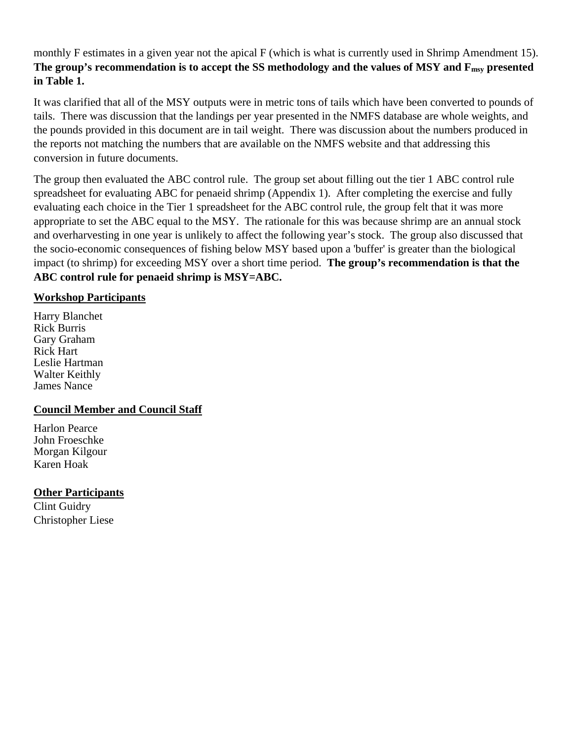monthly F estimates in a given year not the apical F (which is what is currently used in Shrimp Amendment 15). **The group's recommendation is to accept the SS methodology and the values of MSY and $F_{msy}$ presented in Table 1.**

It was clarified that all of the MSY outputs were in metric tons of tails which have been converted to pounds of tails. There was discussion that the landings per year presented in the NMFS database are whole weights, and the pounds provided in this document are in tail weight. There was discussion about the numbers produced in the reports not matching the numbers that are available on the NMFS website and that addressing this conversion in future documents.

The group then evaluated the ABC control rule. The group set about filling out the tier 1 ABC control rule spreadsheet for evaluating ABC for penaeid shrimp (Appendix 1). After completing the exercise and fully evaluating each choice in the Tier 1 spreadsheet for the ABC control rule, the group felt that it was more appropriate to set the ABC equal to the MSY. The rationale for this was because shrimp are an annual stock and overharvesting in one year is unlikely to affect the following year's stock. The group also discussed that the socio-economic consequences of fishing below MSY based upon a 'buffer' is greater than the biological impact (to shrimp) for exceeding MSY over a short time period. **The group's recommendation is that the ABC control rule for penaeid shrimp is MSY=ABC.**

**Workshop Participants**

Harry Blanchet
Rick Burris
Gary Graham
Rick Hart
Leslie Hartman
Walter Keithly
James Nance

**Council Member and Council Staff**

Harlon Pearce
John Froeschke
Morgan Kilgour
Karen Hoak

**Other Participants**

Clint Guidry
Christopher Liese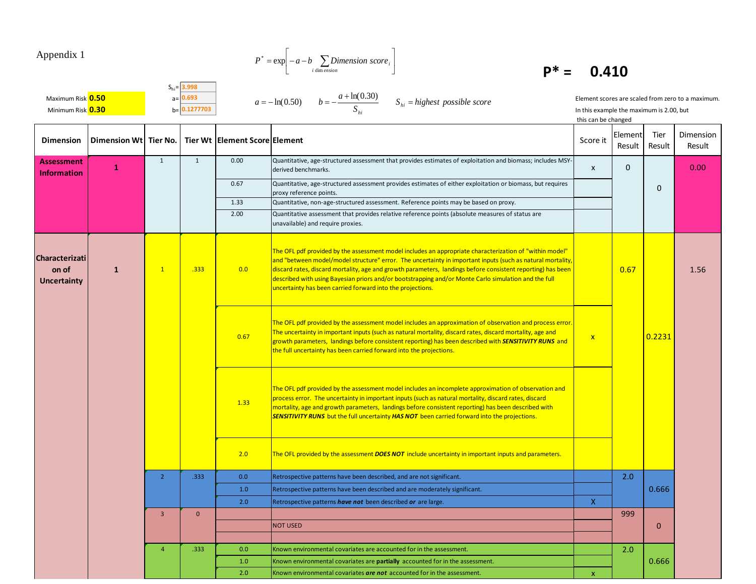Appendix 1

$$P^* = \exp\left[-a - b \sum_{i\ dimension} Dimension\ score_i\right]$$

**P\* = 0.410**

| | | | |
|---|---|---|---|
| | | $S_{hi}$= | 3.998 |
| Maximum Risk | **0.50** | a= | 0.693 |
| Minimum Risk | **0.30** | b= | 0.1277703 |

$$a = -\ln(0.50) \qquad b = -\frac{a + \ln(0.30)}{S_{hi}} \qquad S_{hi} = highest\ possible\ score$$

Element scores are scaled from zero to a maximum. In this example the maximum is 2.00, but this can be changed

| Dimension | Dimension Wt | Tier No. | Tier Wt | Element Score | Element | Score it | Element Result | Tier Result | Dimension Result |
|---|---|---|---|---|---|---|---|---|---|
| **Assessment Information** | **1** | 1 | 1 | 0.00 | Quantitative, age-structured assessment that provides estimates of exploitation and biomass; includes MSY-derived benchmarks. | x | 0 | 0 | 0.00 |
| | | | | 0.67 | Quantitative, age-structured assessment provides estimates of either exploitation or biomass, but requires proxy reference points. | | | | |
| | | | | 1.33 | Quantitative, non-age-structured assessment. Reference points may be based on proxy. | | | | |
| | | | | 2.00 | Quantitative assessment that provides relative reference points (absolute measures of status are unavailable) and require proxies. | | | | |
| **Characterization of Uncertainty** | **1** | 1 | .333 | 0.0 | The OFL pdf provided by the assessment model includes an appropriate characterization of "within model" and "between model/model structure" error. The uncertainty in important inputs (such as natural mortality, discard rates, discard mortality, age and growth parameters, landings before consistent reporting) has been described with using Bayesian priors and/or bootstrapping and/or Monte Carlo simulation and the full uncertainty has been carried forward into the projections. | | 0.67 | 0.2231 | 1.56 |
| | | | | 0.67 | The OFL pdf provided by the assessment model includes an approximation of observation and process error. The uncertainty in important inputs (such as natural mortality, discard rates, discard mortality, age and growth parameters, landings before consistent reporting) has been described with ***SENSITIVITY RUNS*** and the full uncertainty has been carried forward into the projections. | x | | | |
| | | | | 1.33 | The OFL pdf provided by the assessment model includes an incomplete approximation of observation and process error. The uncertainty in important inputs (such as natural mortality, discard rates, discard mortality, age and growth parameters, landings before consistent reporting) has been described with ***SENSITIVITY RUNS*** but the full uncertainty ***HAS NOT*** been carried forward into the projections. | | | | |
| | | | | 2.0 | The OFL provided by the assessment ***DOES NOT*** include uncertainty in important inputs and parameters. | | | | |
| | | 2 | .333 | 0.0 | Retrospective patterns have been described, and are not significant. | | 2.0 | 0.666 | |
| | | | | 1.0 | Retrospective patterns have been described and are moderately significant. | | | | |
| | | | | 2.0 | Retrospective patterns ***have not*** been described ***or*** are large. | X | | | |
| | | 3 | 0 | | | | 999 | 0 | |
| | | | | | NOT USED | | | | |
| | | 4 | .333 | 0.0 | Known environmental covariates are accounted for in the assessment. | | 2.0 | 0.666 | |
| | | | | 1.0 | Known environmental covariates are **partially** accounted for in the assessment. | | | | |
| | | | | 2.0 | Known environmental covariates ***are not*** accounted for in the assessment. | x | | | |